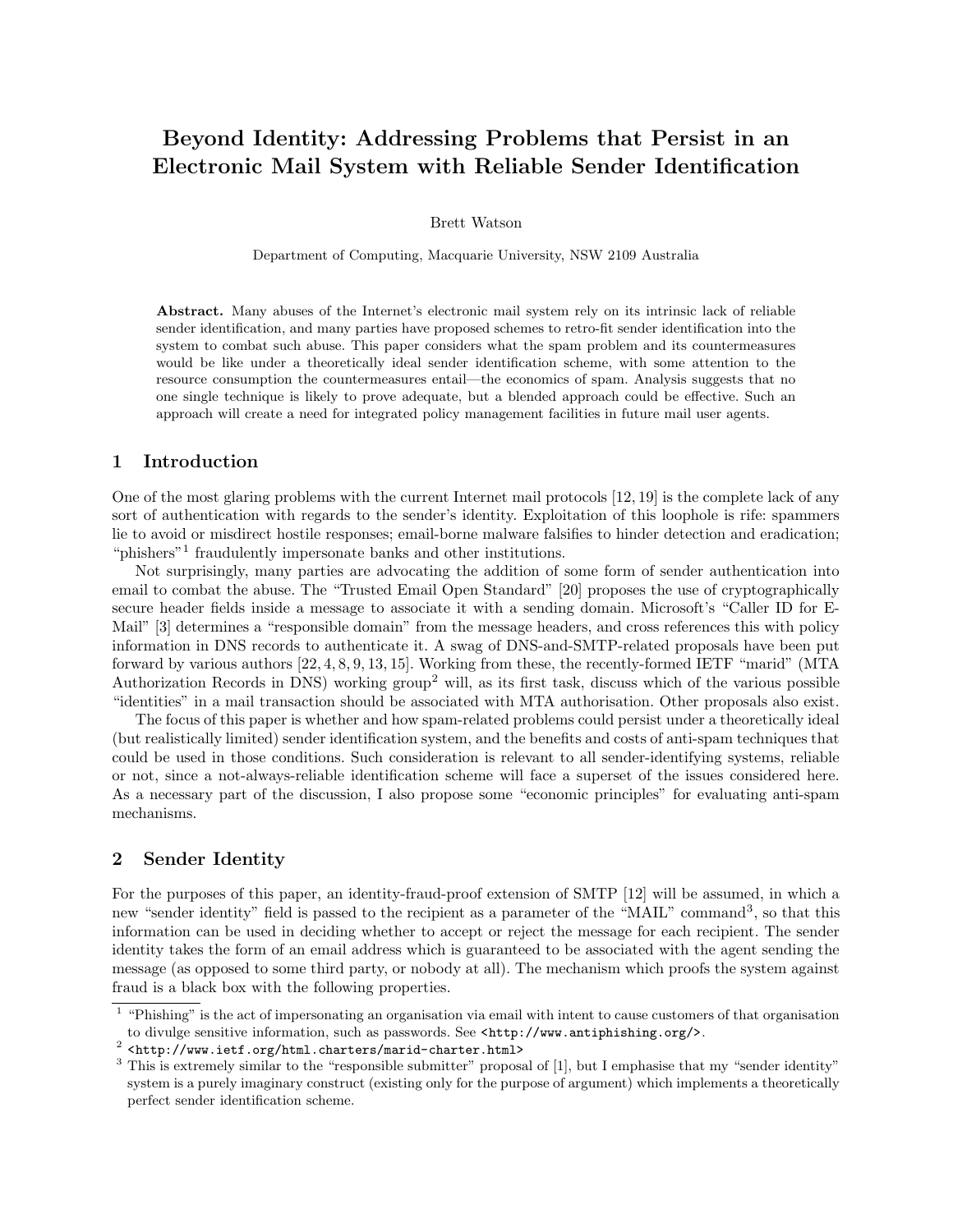# Beyond Identity: Addressing Problems that Persist in an Electronic Mail System with Reliable Sender Identification

Brett Watson

Department of Computing, Macquarie University, NSW 2109 Australia

**Abstract.** Many abuses of the Internet's electronic mail system rely on its intrinsic lack of reliable sender identification, and many parties have proposed schemes to retro-fit sender identification into the system to combat such abuse. This paper considers what the spam problem and its countermeasures would be like under a theoretically ideal sender identification scheme, with some attention to the resource consumption the countermeasures entail—the economics of spam. Analysis suggests that no one single technique is likely to prove adequate, but a blended approach could be effective. Such an approach will create a need for integrated policy management facilities in future mail user agents.

## 1 Introduction

One of the most glaring problems with the current Internet mail protocols [12, 19] is the complete lack of any sort of authentication with regards to the sender's identity. Exploitation of this loophole is rife: spammers lie to avoid or misdirect hostile responses; email-borne malware falsifies to hinder detection and eradication; "phishers"[1] fraudulently impersonate banks and other institutions.

Not surprisingly, many parties are advocating the addition of some form of sender authentication into email to combat the abuse. The "Trusted Email Open Standard" [20] proposes the use of cryptographically secure header fields inside a message to associate it with a sending domain. Microsoft's "Caller ID for E-Mail" [3] determines a "responsible domain" from the message headers, and cross references this with policy information in DNS records to authenticate it. A swag of DNS-and-SMTP-related proposals have been put forward by various authors [22, 4, 8, 9, 13, 15]. Working from these, the recently-formed IETF "marid" (MTA Authorization Records in DNS) working group[2] will, as its first task, discuss which of the various possible "identities" in a mail transaction should be associated with MTA authorisation. Other proposals also exist.

The focus of this paper is whether and how spam-related problems could persist under a theoretically ideal (but realistically limited) sender identification system, and the benefits and costs of anti-spam techniques that could be used in those conditions. Such consideration is relevant to all sender-identifying systems, reliable or not, since a not-always-reliable identification scheme will face a superset of the issues considered here. As a necessary part of the discussion, I also propose some "economic principles" for evaluating anti-spam mechanisms.

## 2 Sender Identity

For the purposes of this paper, an identity-fraud-proof extension of SMTP [12] will be assumed, in which a new "sender identity" field is passed to the recipient as a parameter of the "MAIL" command[3], so that this information can be used in deciding whether to accept or reject the message for each recipient. The sender identity takes the form of an email address which is guaranteed to be associated with the agent sending the message (as opposed to some third party, or nobody at all). The mechanism which proofs the system against fraud is a black box with the following properties.

[1] "Phishing" is the act of impersonating an organisation via email with intent to cause customers of that organisation to divulge sensitive information, such as passwords. See `<http://www.antiphishing.org/>`.

[2] `<http://www.ietf.org/html.charters/marid-charter.html>`

[3] This is extremely similar to the "responsible submitter" proposal of [1], but I emphasise that my "sender identity" system is a purely imaginary construct (existing only for the purpose of argument) which implements a theoretically perfect sender identification scheme.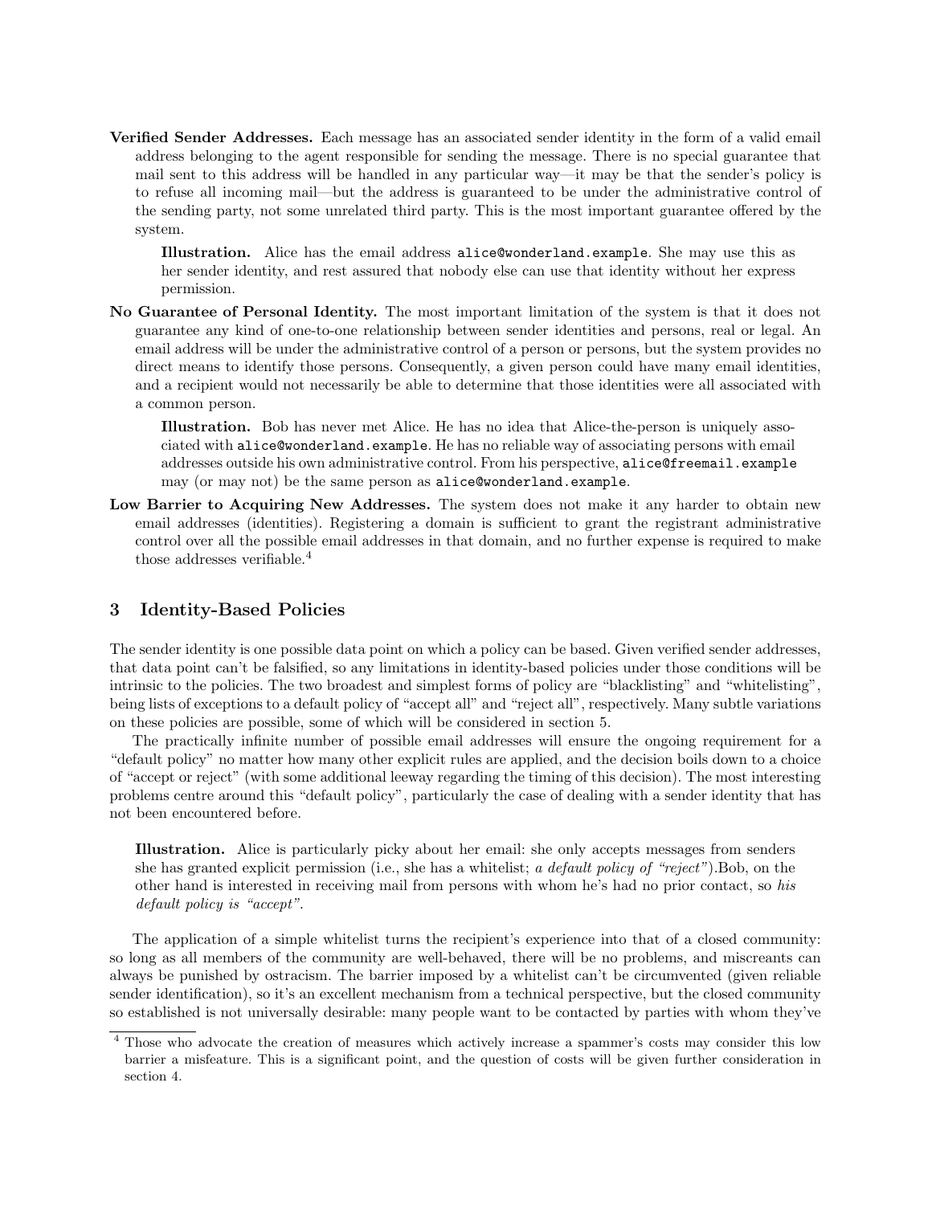**Verified Sender Addresses.** Each message has an associated sender identity in the form of a valid email address belonging to the agent responsible for sending the message. There is no special guarantee that mail sent to this address will be handled in any particular way—it may be that the sender's policy is to refuse all incoming mail—but the address is guaranteed to be under the administrative control of the sending party, not some unrelated third party. This is the most important guarantee offered by the system.

> **Illustration.** Alice has the email address `alice@wonderland.example`. She may use this as her sender identity, and rest assured that nobody else can use that identity without her express permission.

**No Guarantee of Personal Identity.** The most important limitation of the system is that it does not guarantee any kind of one-to-one relationship between sender identities and persons, real or legal. An email address will be under the administrative control of a person or persons, but the system provides no direct means to identify those persons. Consequently, a given person could have many email identities, and a recipient would not necessarily be able to determine that those identities were all associated with a common person.

> **Illustration.** Bob has never met Alice. He has no idea that Alice-the-person is uniquely associated with `alice@wonderland.example`. He has no reliable way of associating persons with email addresses outside his own administrative control. From his perspective, `alice@freemail.example` may (or may not) be the same person as `alice@wonderland.example`.

**Low Barrier to Acquiring New Addresses.** The system does not make it any harder to obtain new email addresses (identities). Registering a domain is sufficient to grant the registrant administrative control over all the possible email addresses in that domain, and no further expense is required to make those addresses verifiable.[4]

## 3 Identity-Based Policies

The sender identity is one possible data point on which a policy can be based. Given verified sender addresses, that data point can't be falsified, so any limitations in identity-based policies under those conditions will be intrinsic to the policies. The two broadest and simplest forms of policy are "blacklisting" and "whitelisting", being lists of exceptions to a default policy of "accept all" and "reject all", respectively. Many subtle variations on these policies are possible, some of which will be considered in section 5.

The practically infinite number of possible email addresses will ensure the ongoing requirement for a "default policy" no matter how many other explicit rules are applied, and the decision boils down to a choice of "accept or reject" (with some additional leeway regarding the timing of this decision). The most interesting problems centre around this "default policy", particularly the case of dealing with a sender identity that has not been encountered before.

> **Illustration.** Alice is particularly picky about her email: she only accepts messages from senders she has granted explicit permission (i.e., she has a whitelist; *a default policy of "reject"*).Bob, on the other hand is interested in receiving mail from persons with whom he's had no prior contact, so *his default policy is "accept"*.

The application of a simple whitelist turns the recipient's experience into that of a closed community: so long as all members of the community are well-behaved, there will be no problems, and miscreants can always be punished by ostracism. The barrier imposed by a whitelist can't be circumvented (given reliable sender identification), so it's an excellent mechanism from a technical perspective, but the closed community so established is not universally desirable: many people want to be contacted by parties with whom they've

---

[4] Those who advocate the creation of measures which actively increase a spammer's costs may consider this low barrier a misfeature. This is a significant point, and the question of costs will be given further consideration in section 4.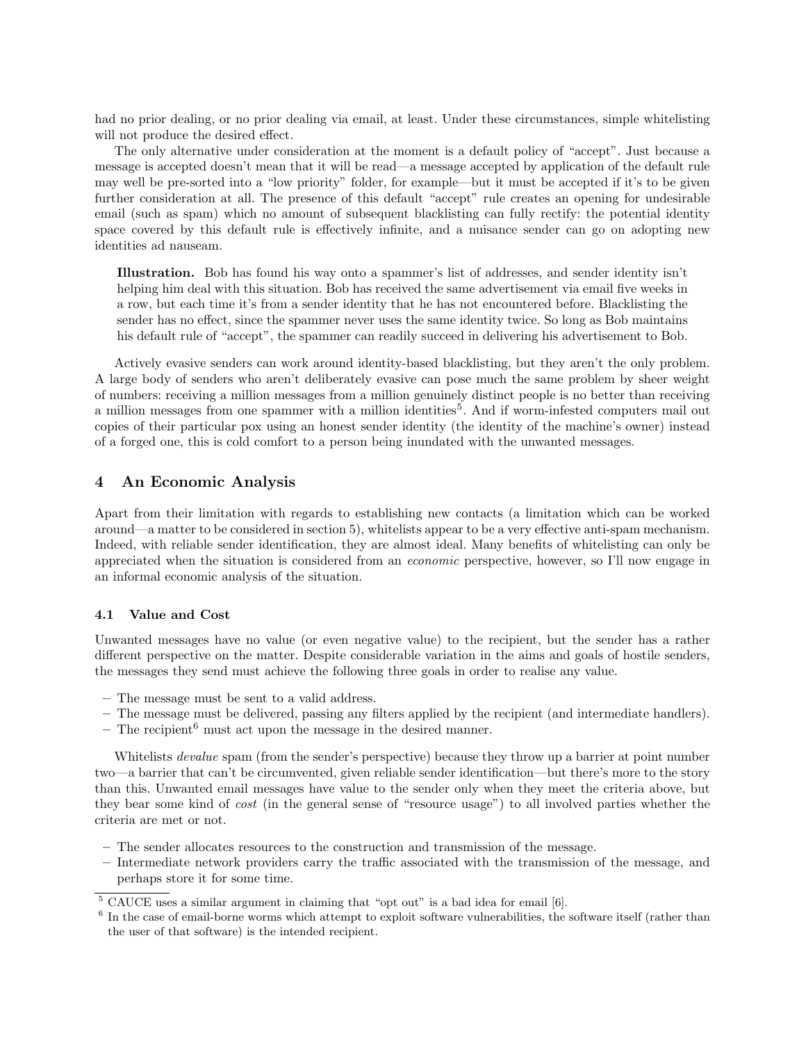had no prior dealing, or no prior dealing via email, at least. Under these circumstances, simple whitelisting will not produce the desired effect.

The only alternative under consideration at the moment is a default policy of "accept". Just because a message is accepted doesn't mean that it will be read—a message accepted by application of the default rule may well be pre-sorted into a "low priority" folder, for example—but it must be accepted if it's to be given further consideration at all. The presence of this default "accept" rule creates an opening for undesirable email (such as spam) which no amount of subsequent blacklisting can fully rectify: the potential identity space covered by this default rule is effectively infinite, and a nuisance sender can go on adopting new identities ad nauseam.

> **Illustration.** Bob has found his way onto a spammer's list of addresses, and sender identity isn't helping him deal with this situation. Bob has received the same advertisement via email five weeks in a row, but each time it's from a sender identity that he has not encountered before. Blacklisting the sender has no effect, since the spammer never uses the same identity twice. So long as Bob maintains his default rule of "accept", the spammer can readily succeed in delivering his advertisement to Bob.

Actively evasive senders can work around identity-based blacklisting, but they aren't the only problem. A large body of senders who aren't deliberately evasive can pose much the same problem by sheer weight of numbers: receiving a million messages from a million genuinely distinct people is no better than receiving a million messages from one spammer with a million identities[5]. And if worm-infested computers mail out copies of their particular pox using an honest sender identity (the identity of the machine's owner) instead of a forged one, this is cold comfort to a person being inundated with the unwanted messages.

## 4 An Economic Analysis

Apart from their limitation with regards to establishing new contacts (a limitation which can be worked around—a matter to be considered in section 5), whitelists appear to be a very effective anti-spam mechanism. Indeed, with reliable sender identification, they are almost ideal. Many benefits of whitelisting can only be appreciated when the situation is considered from an *economic* perspective, however, so I'll now engage in an informal economic analysis of the situation.

### 4.1 Value and Cost

Unwanted messages have no value (or even negative value) to the recipient, but the sender has a rather different perspective on the matter. Despite considerable variation in the aims and goals of hostile senders, the messages they send must achieve the following three goals in order to realise any value.

- The message must be sent to a valid address.
- The message must be delivered, passing any filters applied by the recipient (and intermediate handlers).
- The recipient[6] must act upon the message in the desired manner.

Whitelists *devalue* spam (from the sender's perspective) because they throw up a barrier at point number two—a barrier that can't be circumvented, given reliable sender identification—but there's more to the story than this. Unwanted email messages have value to the sender only when they meet the criteria above, but they bear some kind of *cost* (in the general sense of "resource usage") to all involved parties whether the criteria are met or not.

- The sender allocates resources to the construction and transmission of the message.
- Intermediate network providers carry the traffic associated with the transmission of the message, and perhaps store it for some time.

[5] CAUCE uses a similar argument in claiming that "opt out" is a bad idea for email [6].

[6] In the case of email-borne worms which attempt to exploit software vulnerabilities, the software itself (rather than the user of that software) is the intended recipient.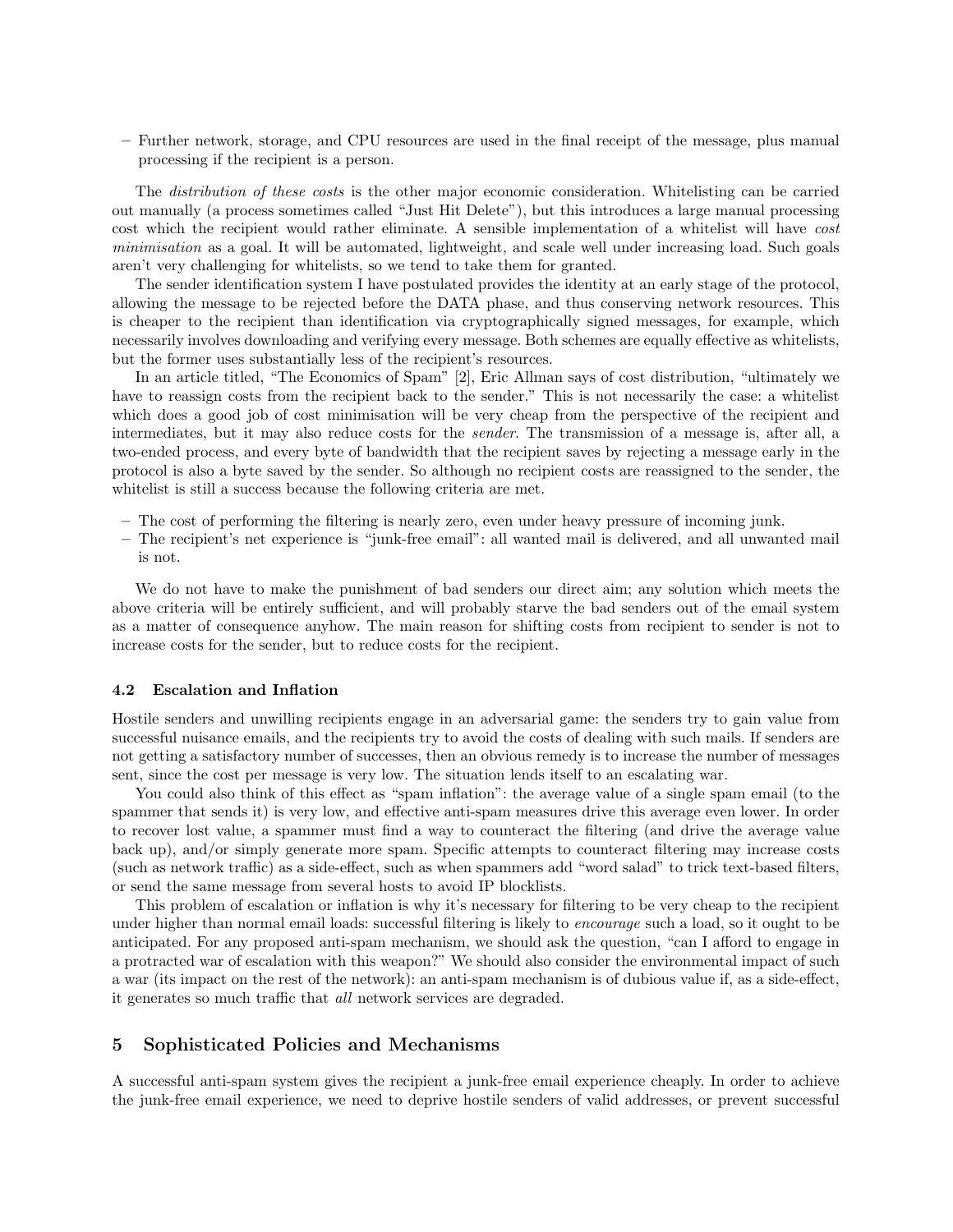- Further network, storage, and CPU resources are used in the final receipt of the message, plus manual processing if the recipient is a person.

The *distribution of these costs* is the other major economic consideration. Whitelisting can be carried out manually (a process sometimes called "Just Hit Delete"), but this introduces a large manual processing cost which the recipient would rather eliminate. A sensible implementation of a whitelist will have *cost minimisation* as a goal. It will be automated, lightweight, and scale well under increasing load. Such goals aren't very challenging for whitelists, so we tend to take them for granted.

The sender identification system I have postulated provides the identity at an early stage of the protocol, allowing the message to be rejected before the DATA phase, and thus conserving network resources. This is cheaper to the recipient than identification via cryptographically signed messages, for example, which necessarily involves downloading and verifying every message. Both schemes are equally effective as whitelists, but the former uses substantially less of the recipient's resources.

In an article titled, "The Economics of Spam" [2], Eric Allman says of cost distribution, "ultimately we have to reassign costs from the recipient back to the sender." This is not necessarily the case: a whitelist which does a good job of cost minimisation will be very cheap from the perspective of the recipient and intermediates, but it may also reduce costs for the *sender*. The transmission of a message is, after all, a two-ended process, and every byte of bandwidth that the recipient saves by rejecting a message early in the protocol is also a byte saved by the sender. So although no recipient costs are reassigned to the sender, the whitelist is still a success because the following criteria are met.

- The cost of performing the filtering is nearly zero, even under heavy pressure of incoming junk.
- The recipient's net experience is "junk-free email": all wanted mail is delivered, and all unwanted mail is not.

We do not have to make the punishment of bad senders our direct aim; any solution which meets the above criteria will be entirely sufficient, and will probably starve the bad senders out of the email system as a matter of consequence anyhow. The main reason for shifting costs from recipient to sender is not to increase costs for the sender, but to reduce costs for the recipient.

### 4.2 Escalation and Inflation

Hostile senders and unwilling recipients engage in an adversarial game: the senders try to gain value from successful nuisance emails, and the recipients try to avoid the costs of dealing with such mails. If senders are not getting a satisfactory number of successes, then an obvious remedy is to increase the number of messages sent, since the cost per message is very low. The situation lends itself to an escalating war.

You could also think of this effect as "spam inflation": the average value of a single spam email (to the spammer that sends it) is very low, and effective anti-spam measures drive this average even lower. In order to recover lost value, a spammer must find a way to counteract the filtering (and drive the average value back up), and/or simply generate more spam. Specific attempts to counteract filtering may increase costs (such as network traffic) as a side-effect, such as when spammers add "word salad" to trick text-based filters, or send the same message from several hosts to avoid IP blocklists.

This problem of escalation or inflation is why it's necessary for filtering to be very cheap to the recipient under higher than normal email loads: successful filtering is likely to *encourage* such a load, so it ought to be anticipated. For any proposed anti-spam mechanism, we should ask the question, "can I afford to engage in a protracted war of escalation with this weapon?" We should also consider the environmental impact of such a war (its impact on the rest of the network): an anti-spam mechanism is of dubious value if, as a side-effect, it generates so much traffic that *all* network services are degraded.

## 5 Sophisticated Policies and Mechanisms

A successful anti-spam system gives the recipient a junk-free email experience cheaply. In order to achieve the junk-free email experience, we need to deprive hostile senders of valid addresses, or prevent successful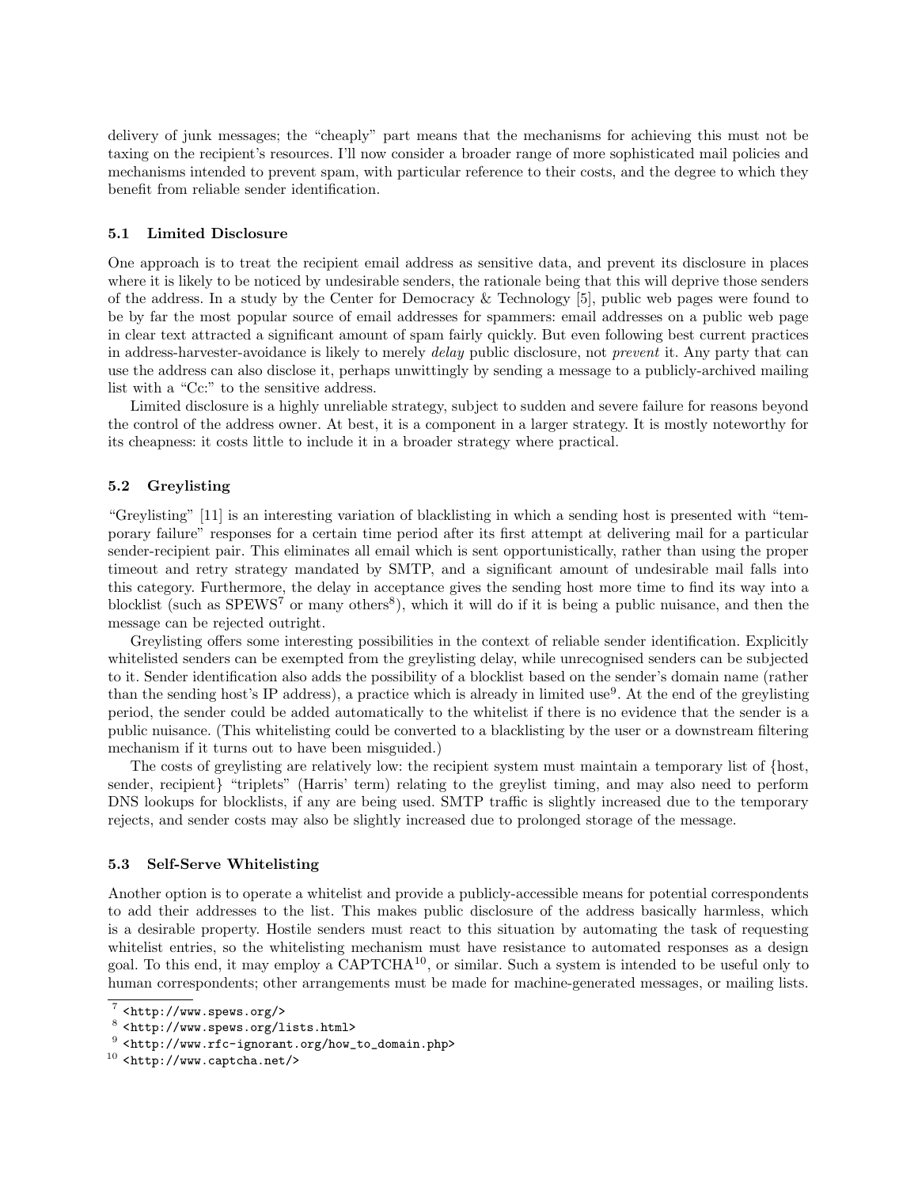delivery of junk messages; the "cheaply" part means that the mechanisms for achieving this must not be taxing on the recipient's resources. I'll now consider a broader range of more sophisticated mail policies and mechanisms intended to prevent spam, with particular reference to their costs, and the degree to which they benefit from reliable sender identification.

### 5.1 Limited Disclosure

One approach is to treat the recipient email address as sensitive data, and prevent its disclosure in places where it is likely to be noticed by undesirable senders, the rationale being that this will deprive those senders of the address. In a study by the Center for Democracy & Technology [5], public web pages were found to be by far the most popular source of email addresses for spammers: email addresses on a public web page in clear text attracted a significant amount of spam fairly quickly. But even following best current practices in address-harvester-avoidance is likely to merely *delay* public disclosure, not *prevent* it. Any party that can use the address can also disclose it, perhaps unwittingly by sending a message to a publicly-archived mailing list with a "Cc:" to the sensitive address.

Limited disclosure is a highly unreliable strategy, subject to sudden and severe failure for reasons beyond the control of the address owner. At best, it is a component in a larger strategy. It is mostly noteworthy for its cheapness: it costs little to include it in a broader strategy where practical.

### 5.2 Greylisting

"Greylisting" [11] is an interesting variation of blacklisting in which a sending host is presented with "temporary failure" responses for a certain time period after its first attempt at delivering mail for a particular sender-recipient pair. This eliminates all email which is sent opportunistically, rather than using the proper timeout and retry strategy mandated by SMTP, and a significant amount of undesirable mail falls into this category. Furthermore, the delay in acceptance gives the sending host more time to find its way into a blocklist (such as SPEWS[7] or many others[8]), which it will do if it is being a public nuisance, and then the message can be rejected outright.

Greylisting offers some interesting possibilities in the context of reliable sender identification. Explicitly whitelisted senders can be exempted from the greylisting delay, while unrecognised senders can be subjected to it. Sender identification also adds the possibility of a blocklist based on the sender's domain name (rather than the sending host's IP address), a practice which is already in limited use[9]. At the end of the greylisting period, the sender could be added automatically to the whitelist if there is no evidence that the sender is a public nuisance. (This whitelisting could be converted to a blacklisting by the user or a downstream filtering mechanism if it turns out to have been misguided.)

The costs of greylisting are relatively low: the recipient system must maintain a temporary list of {host, sender, recipient} "triplets" (Harris' term) relating to the greylist timing, and may also need to perform DNS lookups for blocklists, if any are being used. SMTP traffic is slightly increased due to the temporary rejects, and sender costs may also be slightly increased due to prolonged storage of the message.

### 5.3 Self-Serve Whitelisting

Another option is to operate a whitelist and provide a publicly-accessible means for potential correspondents to add their addresses to the list. This makes public disclosure of the address basically harmless, which is a desirable property. Hostile senders must react to this situation by automating the task of requesting whitelist entries, so the whitelisting mechanism must have resistance to automated responses as a design goal. To this end, it may employ a CAPTCHA[10], or similar. Such a system is intended to be useful only to human correspondents; other arrangements must be made for machine-generated messages, or mailing lists.

[7] <http://www.spews.org/>

[8] <http://www.spews.org/lists.html>

[9] <http://www.rfc-ignorant.org/how_to_domain.php>

[10] <http://www.captcha.net/>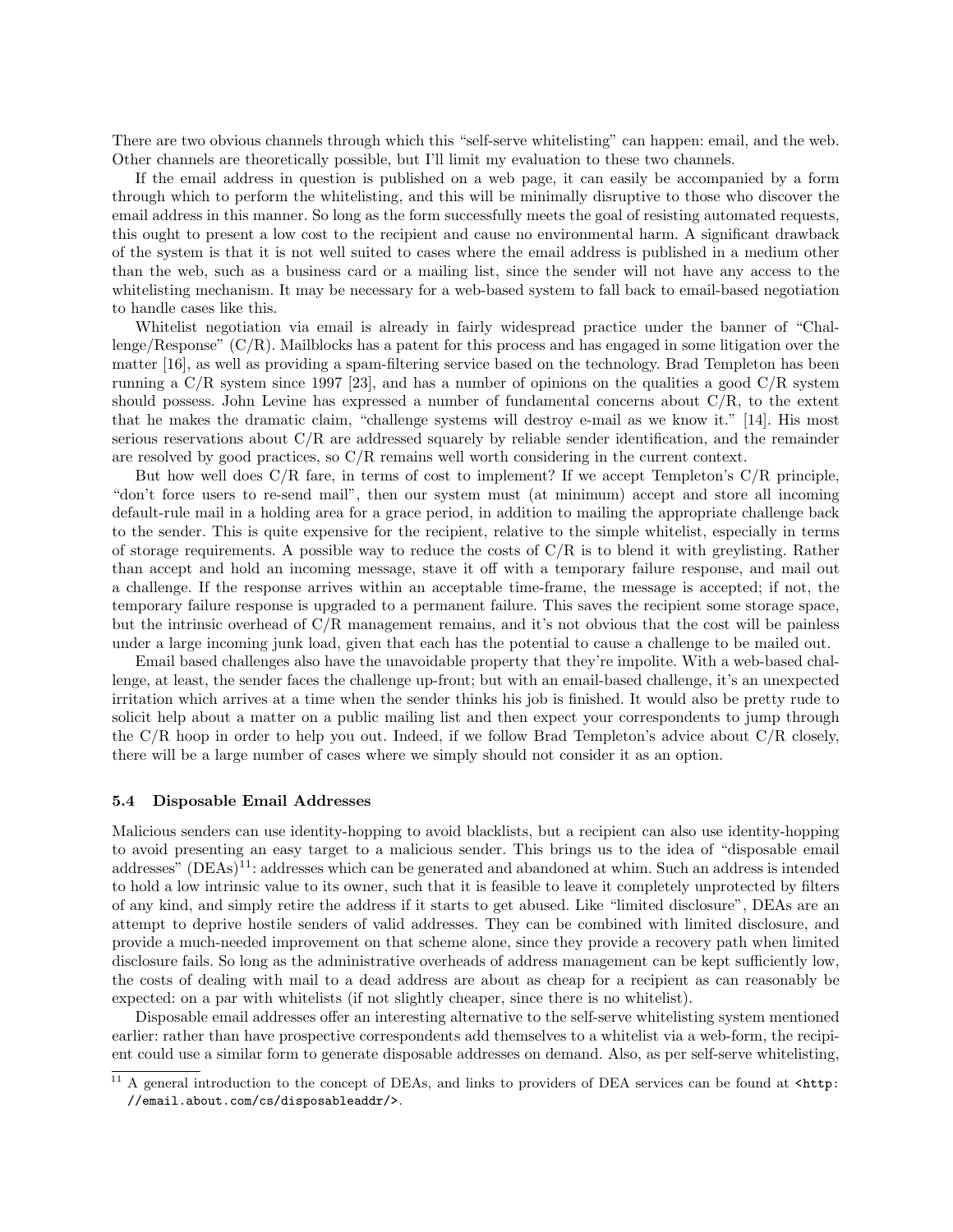There are two obvious channels through which this "self-serve whitelisting" can happen: email, and the web. Other channels are theoretically possible, but I'll limit my evaluation to these two channels.

If the email address in question is published on a web page, it can easily be accompanied by a form through which to perform the whitelisting, and this will be minimally disruptive to those who discover the email address in this manner. So long as the form successfully meets the goal of resisting automated requests, this ought to present a low cost to the recipient and cause no environmental harm. A significant drawback of the system is that it is not well suited to cases where the email address is published in a medium other than the web, such as a business card or a mailing list, since the sender will not have any access to the whitelisting mechanism. It may be necessary for a web-based system to fall back to email-based negotiation to handle cases like this.

Whitelist negotiation via email is already in fairly widespread practice under the banner of "Challenge/Response" (C/R). Mailblocks has a patent for this process and has engaged in some litigation over the matter [16], as well as providing a spam-filtering service based on the technology. Brad Templeton has been running a C/R system since 1997 [23], and has a number of opinions on the qualities a good C/R system should possess. John Levine has expressed a number of fundamental concerns about C/R, to the extent that he makes the dramatic claim, "challenge systems will destroy e-mail as we know it." [14]. His most serious reservations about C/R are addressed squarely by reliable sender identification, and the remainder are resolved by good practices, so C/R remains well worth considering in the current context.

But how well does C/R fare, in terms of cost to implement? If we accept Templeton's C/R principle, "don't force users to re-send mail", then our system must (at minimum) accept and store all incoming default-rule mail in a holding area for a grace period, in addition to mailing the appropriate challenge back to the sender. This is quite expensive for the recipient, relative to the simple whitelist, especially in terms of storage requirements. A possible way to reduce the costs of C/R is to blend it with greylisting. Rather than accept and hold an incoming message, stave it off with a temporary failure response, and mail out a challenge. If the response arrives within an acceptable time-frame, the message is accepted; if not, the temporary failure response is upgraded to a permanent failure. This saves the recipient some storage space, but the intrinsic overhead of C/R management remains, and it's not obvious that the cost will be painless under a large incoming junk load, given that each has the potential to cause a challenge to be mailed out.

Email based challenges also have the unavoidable property that they're impolite. With a web-based challenge, at least, the sender faces the challenge up-front; but with an email-based challenge, it's an unexpected irritation which arrives at a time when the sender thinks his job is finished. It would also be pretty rude to solicit help about a matter on a public mailing list and then expect your correspondents to jump through the C/R hoop in order to help you out. Indeed, if we follow Brad Templeton's advice about C/R closely, there will be a large number of cases where we simply should not consider it as an option.

### 5.4 Disposable Email Addresses

Malicious senders can use identity-hopping to avoid blacklists, but a recipient can also use identity-hopping to avoid presenting an easy target to a malicious sender. This brings us to the idea of "disposable email addresses" (DEAs)[11]: addresses which can be generated and abandoned at whim. Such an address is intended to hold a low intrinsic value to its owner, such that it is feasible to leave it completely unprotected by filters of any kind, and simply retire the address if it starts to get abused. Like "limited disclosure", DEAs are an attempt to deprive hostile senders of valid addresses. They can be combined with limited disclosure, and provide a much-needed improvement on that scheme alone, since they provide a recovery path when limited disclosure fails. So long as the administrative overheads of address management can be kept sufficiently low, the costs of dealing with mail to a dead address are about as cheap for a recipient as can reasonably be expected: on a par with whitelists (if not slightly cheaper, since there is no whitelist).

Disposable email addresses offer an interesting alternative to the self-serve whitelisting system mentioned earlier: rather than have prospective correspondents add themselves to a whitelist via a web-form, the recipient could use a similar form to generate disposable addresses on demand. Also, as per self-serve whitelisting,

[11] A general introduction to the concept of DEAs, and links to providers of DEA services can be found at `<http://email.about.com/cs/disposableaddr/>`.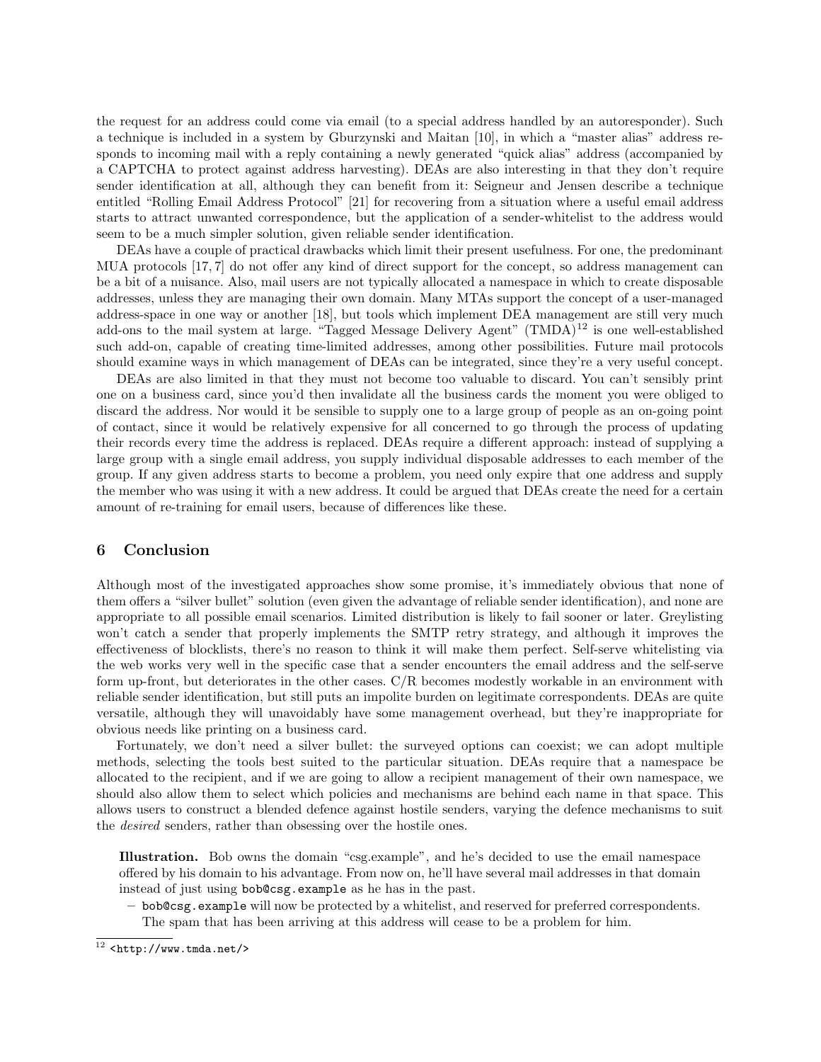the request for an address could come via email (to a special address handled by an autoresponder). Such a technique is included in a system by Gburzynski and Maitan [10], in which a "master alias" address responds to incoming mail with a reply containing a newly generated "quick alias" address (accompanied by a CAPTCHA to protect against address harvesting). DEAs are also interesting in that they don't require sender identification at all, although they can benefit from it: Seigneur and Jensen describe a technique entitled "Rolling Email Address Protocol" [21] for recovering from a situation where a useful email address starts to attract unwanted correspondence, but the application of a sender-whitelist to the address would seem to be a much simpler solution, given reliable sender identification.

DEAs have a couple of practical drawbacks which limit their present usefulness. For one, the predominant MUA protocols [17, 7] do not offer any kind of direct support for the concept, so address management can be a bit of a nuisance. Also, mail users are not typically allocated a namespace in which to create disposable addresses, unless they are managing their own domain. Many MTAs support the concept of a user-managed address-space in one way or another [18], but tools which implement DEA management are still very much add-ons to the mail system at large. "Tagged Message Delivery Agent" (TMDA)[12] is one well-established such add-on, capable of creating time-limited addresses, among other possibilities. Future mail protocols should examine ways in which management of DEAs can be integrated, since they're a very useful concept.

DEAs are also limited in that they must not become too valuable to discard. You can't sensibly print one on a business card, since you'd then invalidate all the business cards the moment you were obliged to discard the address. Nor would it be sensible to supply one to a large group of people as an on-going point of contact, since it would be relatively expensive for all concerned to go through the process of updating their records every time the address is replaced. DEAs require a different approach: instead of supplying a large group with a single email address, you supply individual disposable addresses to each member of the group. If any given address starts to become a problem, you need only expire that one address and supply the member who was using it with a new address. It could be argued that DEAs create the need for a certain amount of re-training for email users, because of differences like these.

## 6 Conclusion

Although most of the investigated approaches show some promise, it's immediately obvious that none of them offers a "silver bullet" solution (even given the advantage of reliable sender identification), and none are appropriate to all possible email scenarios. Limited distribution is likely to fail sooner or later. Greylisting won't catch a sender that properly implements the SMTP retry strategy, and although it improves the effectiveness of blocklists, there's no reason to think it will make them perfect. Self-serve whitelisting via the web works very well in the specific case that a sender encounters the email address and the self-serve form up-front, but deteriorates in the other cases. C/R becomes modestly workable in an environment with reliable sender identification, but still puts an impolite burden on legitimate correspondents. DEAs are quite versatile, although they will unavoidably have some management overhead, but they're inappropriate for obvious needs like printing on a business card.

Fortunately, we don't need a silver bullet: the surveyed options can coexist; we can adopt multiple methods, selecting the tools best suited to the particular situation. DEAs require that a namespace be allocated to the recipient, and if we are going to allow a recipient management of their own namespace, we should also allow them to select which policies and mechanisms are behind each name in that space. This allows users to construct a blended defence against hostile senders, varying the defence mechanisms to suit the *desired* senders, rather than obsessing over the hostile ones.

> **Illustration.** Bob owns the domain "csg.example", and he's decided to use the email namespace offered by his domain to his advantage. From now on, he'll have several mail addresses in that domain instead of just using `bob@csg.example` as he has in the past.
>
> – `bob@csg.example` will now be protected by a whitelist, and reserved for preferred correspondents. The spam that has been arriving at this address will cease to be a problem for him.

[12] `<http://www.tmda.net/>`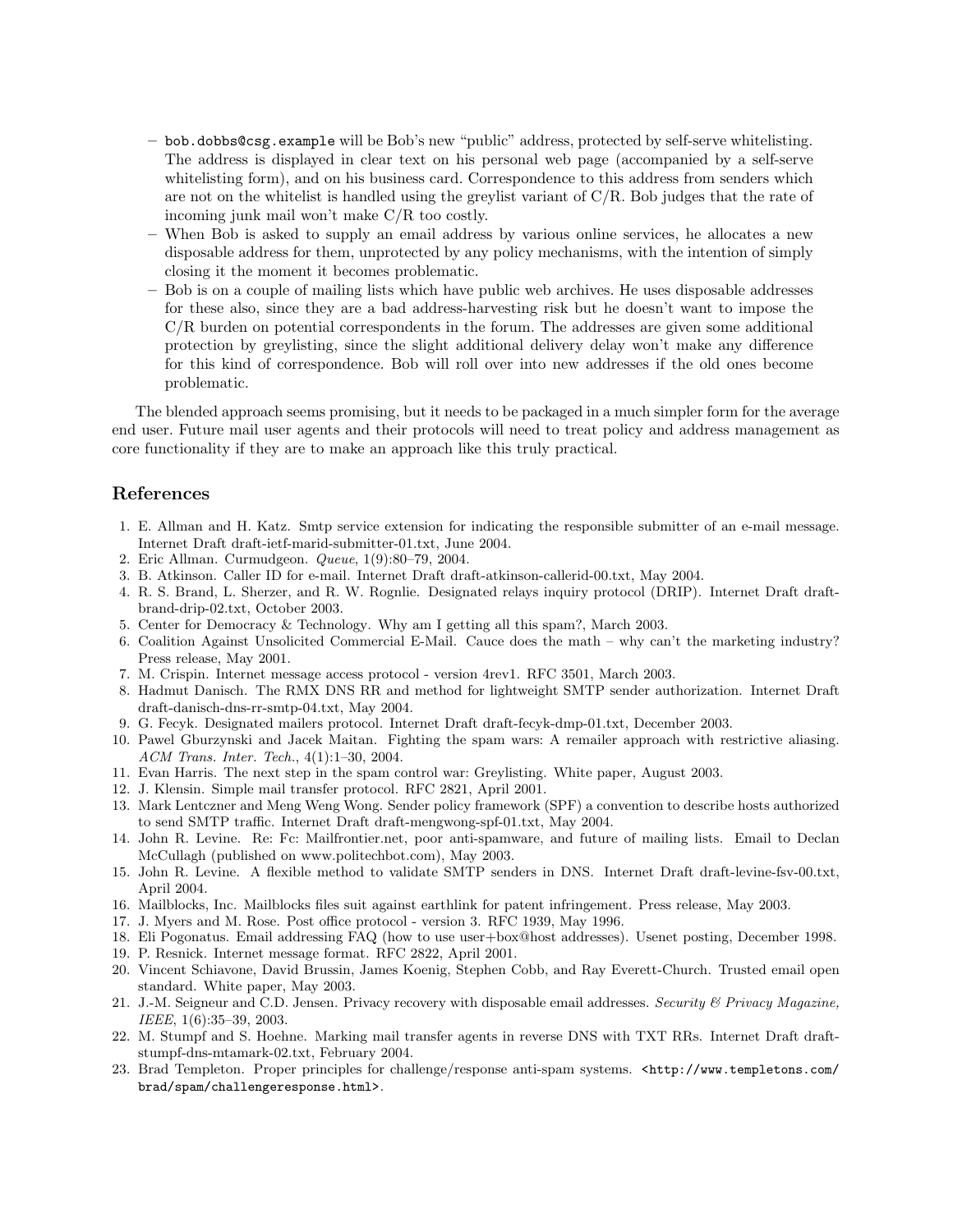- `bob.dobbs@csg.example` will be Bob's new "public" address, protected by self-serve whitelisting. The address is displayed in clear text on his personal web page (accompanied by a self-serve whitelisting form), and on his business card. Correspondence to this address from senders which are not on the whitelist is handled using the greylist variant of C/R. Bob judges that the rate of incoming junk mail won't make C/R too costly.
- When Bob is asked to supply an email address by various online services, he allocates a new disposable address for them, unprotected by any policy mechanisms, with the intention of simply closing it the moment it becomes problematic.
- Bob is on a couple of mailing lists which have public web archives. He uses disposable addresses for these also, since they are a bad address-harvesting risk but he doesn't want to impose the C/R burden on potential correspondents in the forum. The addresses are given some additional protection by greylisting, since the slight additional delivery delay won't make any difference for this kind of correspondence. Bob will roll over into new addresses if the old ones become problematic.

The blended approach seems promising, but it needs to be packaged in a much simpler form for the average end user. Future mail user agents and their protocols will need to treat policy and address management as core functionality if they are to make an approach like this truly practical.

## References

1. E. Allman and H. Katz. Smtp service extension for indicating the responsible submitter of an e-mail message. Internet Draft draft-ietf-marid-submitter-01.txt, June 2004.
2. Eric Allman. Curmudgeon. *Queue*, 1(9):80–79, 2004.
3. B. Atkinson. Caller ID for e-mail. Internet Draft draft-atkinson-callerid-00.txt, May 2004.
4. R. S. Brand, L. Sherzer, and R. W. Rognlie. Designated relays inquiry protocol (DRIP). Internet Draft draft-brand-drip-02.txt, October 2003.
5. Center for Democracy & Technology. Why am I getting all this spam?, March 2003.
6. Coalition Against Unsolicited Commercial E-Mail. Cauce does the math – why can't the marketing industry? Press release, May 2001.
7. M. Crispin. Internet message access protocol - version 4rev1. RFC 3501, March 2003.
8. Hadmut Danisch. The RMX DNS RR and method for lightweight SMTP sender authorization. Internet Draft draft-danisch-dns-rr-smtp-04.txt, May 2004.
9. G. Fecyk. Designated mailers protocol. Internet Draft draft-fecyk-dmp-01.txt, December 2003.
10. Pawel Gburzynski and Jacek Maitan. Fighting the spam wars: A remailer approach with restrictive aliasing. *ACM Trans. Inter. Tech.*, 4(1):1–30, 2004.
11. Evan Harris. The next step in the spam control war: Greylisting. White paper, August 2003.
12. J. Klensin. Simple mail transfer protocol. RFC 2821, April 2001.
13. Mark Lentczner and Meng Weng Wong. Sender policy framework (SPF) a convention to describe hosts authorized to send SMTP traffic. Internet Draft draft-mengwong-spf-01.txt, May 2004.
14. John R. Levine. Re: Fc: Mailfrontier.net, poor anti-spamware, and future of mailing lists. Email to Declan McCullagh (published on www.politechbot.com), May 2003.
15. John R. Levine. A flexible method to validate SMTP senders in DNS. Internet Draft draft-levine-fsv-00.txt, April 2004.
16. Mailblocks, Inc. Mailblocks files suit against earthlink for patent infringement. Press release, May 2003.
17. J. Myers and M. Rose. Post office protocol - version 3. RFC 1939, May 1996.
18. Eli Pogonatus. Email addressing FAQ (how to use user+box@host addresses). Usenet posting, December 1998.
19. P. Resnick. Internet message format. RFC 2822, April 2001.
20. Vincent Schiavone, David Brussin, James Koenig, Stephen Cobb, and Ray Everett-Church. Trusted email open standard. White paper, May 2003.
21. J.-M. Seigneur and C.D. Jensen. Privacy recovery with disposable email addresses. *Security & Privacy Magazine, IEEE*, 1(6):35–39, 2003.
22. M. Stumpf and S. Hoehne. Marking mail transfer agents in reverse DNS with TXT RRs. Internet Draft draft-stumpf-dns-mtamark-02.txt, February 2004.
23. Brad Templeton. Proper principles for challenge/response anti-spam systems. `<http://www.templetons.com/brad/spam/challengeresponse.html>`.